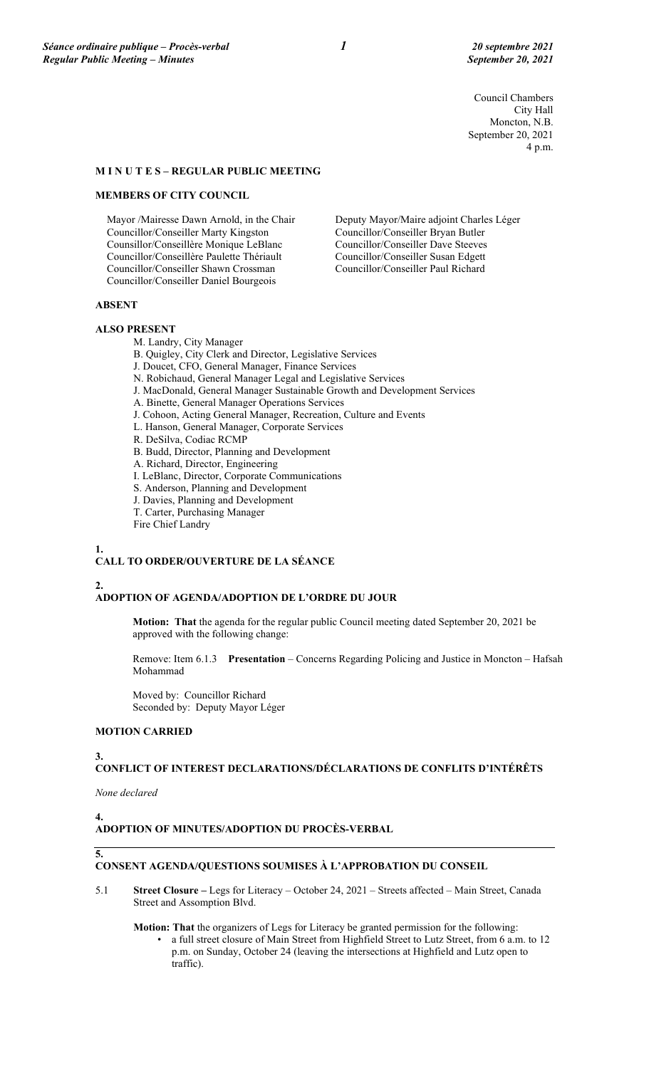Council Chambers
City Hall
Moncton, N.B.
September 20, 2021
4 p.m.

## M I N U T E S – REGULAR PUBLIC MEETING

### MEMBERS OF CITY COUNCIL

Mayor /Mairesse Dawn Arnold, in the Chair
Deputy Mayor/Maire adjoint Charles Léger
Councillor/Conseiller Marty Kingston
Councillor/Conseiller Bryan Butler
Counsillor/Conseillère Monique LeBlanc
Councillor/Conseiller Dave Steeves
Councillor/Conseillère Paulette Thériault
Councillor/Conseiller Susan Edgett
Councillor/Conseiller Shawn Crossman
Councillor/Conseiller Paul Richard
Councillor/Conseiller Daniel Bourgeois

### ABSENT

### ALSO PRESENT

M. Landry, City Manager
B. Quigley, City Clerk and Director, Legislative Services
J. Doucet, CFO, General Manager, Finance Services
N. Robichaud, General Manager Legal and Legislative Services
J. MacDonald, General Manager Sustainable Growth and Development Services
A. Binette, General Manager Operations Services
J. Cohoon, Acting General Manager, Recreation, Culture and Events
L. Hanson, General Manager, Corporate Services
R. DeSilva, Codiac RCMP
B. Budd, Director, Planning and Development
A. Richard, Director, Engineering
I. LeBlanc, Director, Corporate Communications
S. Anderson, Planning and Development
J. Davies, Planning and Development
T. Carter, Purchasing Manager
Fire Chief Landry

### 1. CALL TO ORDER/OUVERTURE DE LA SÉANCE

### 2. ADOPTION OF AGENDA/ADOPTION DE L'ORDRE DU JOUR

**Motion: That** the agenda for the regular public Council meeting dated September 20, 2021 be approved with the following change:

Remove: Item 6.1.3 **Presentation** – Concerns Regarding Policing and Justice in Moncton – Hafsah Mohammad

Moved by: Councillor Richard
Seconded by: Deputy Mayor Léger

**MOTION CARRIED**

### 3. CONFLICT OF INTEREST DECLARATIONS/DÉCLARATIONS DE CONFLITS D'INTÉRÊTS

*None declared*

### 4. ADOPTION OF MINUTES/ADOPTION DU PROCÈS-VERBAL

### 5. CONSENT AGENDA/QUESTIONS SOUMISES À L'APPROBATION DU CONSEIL

5.1 **Street Closure –** Legs for Literacy – October 24, 2021 – Streets affected – Main Street, Canada Street and Assomption Blvd.

**Motion: That** the organizers of Legs for Literacy be granted permission for the following:

- a full street closure of Main Street from Highfield Street to Lutz Street, from 6 a.m. to 12 p.m. on Sunday, October 24 (leaving the intersections at Highfield and Lutz open to traffic).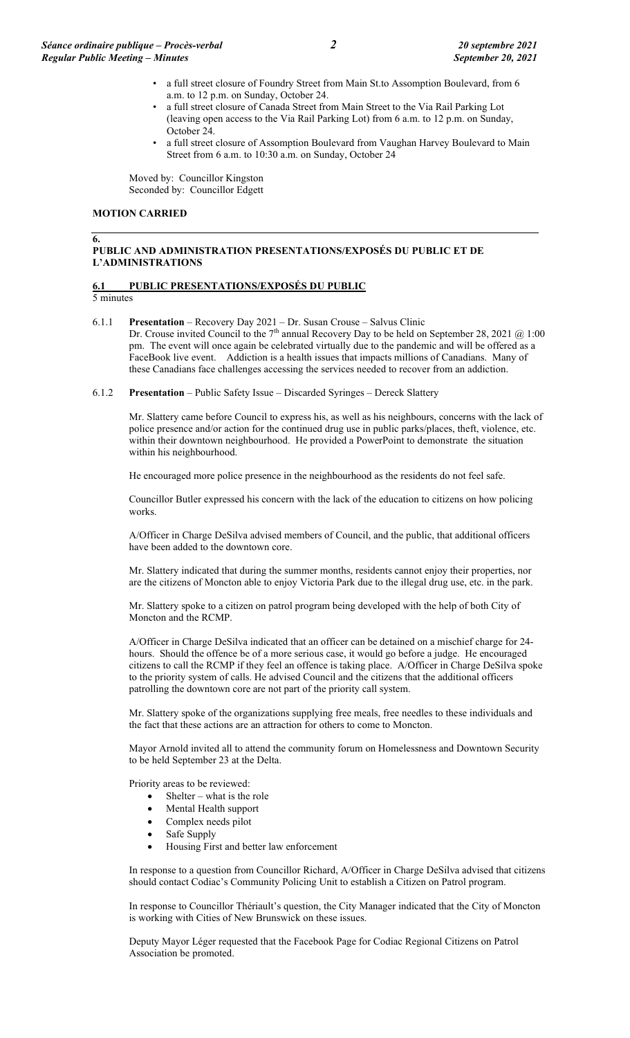- a full street closure of Foundry Street from Main St.to Assomption Boulevard, from 6 a.m. to 12 p.m. on Sunday, October 24.
- a full street closure of Canada Street from Main Street to the Via Rail Parking Lot (leaving open access to the Via Rail Parking Lot) from 6 a.m. to 12 p.m. on Sunday, October 24.
- a full street closure of Assomption Boulevard from Vaughan Harvey Boulevard to Main Street from 6 a.m. to 10:30 a.m. on Sunday, October 24

Moved by: Councillor Kingston
Seconded by: Councillor Edgett

**MOTION CARRIED**

## 6. PUBLIC AND ADMINISTRATION PRESENTATIONS/EXPOSÉS DU PUBLIC ET DE L'ADMINISTRATIONS

### 6.1 PUBLIC PRESENTATIONS/EXPOSÉS DU PUBLIC

5 minutes

6.1.1 **Presentation** – Recovery Day 2021 – Dr. Susan Crouse – Salvus Clinic
Dr. Crouse invited Council to the 7th annual Recovery Day to be held on September 28, 2021 @ 1:00 pm. The event will once again be celebrated virtually due to the pandemic and will be offered as a FaceBook live event. Addiction is a health issues that impacts millions of Canadians. Many of these Canadians face challenges accessing the services needed to recover from an addiction.

6.1.2 **Presentation** – Public Safety Issue – Discarded Syringes – Dereck Slattery

Mr. Slattery came before Council to express his, as well as his neighbours, concerns with the lack of police presence and/or action for the continued drug use in public parks/places, theft, violence, etc. within their downtown neighbourhood. He provided a PowerPoint to demonstrate the situation within his neighbourhood.

He encouraged more police presence in the neighbourhood as the residents do not feel safe.

Councillor Butler expressed his concern with the lack of the education to citizens on how policing works.

A/Officer in Charge DeSilva advised members of Council, and the public, that additional officers have been added to the downtown core.

Mr. Slattery indicated that during the summer months, residents cannot enjoy their properties, nor are the citizens of Moncton able to enjoy Victoria Park due to the illegal drug use, etc. in the park.

Mr. Slattery spoke to a citizen on patrol program being developed with the help of both City of Moncton and the RCMP.

A/Officer in Charge DeSilva indicated that an officer can be detained on a mischief charge for 24-hours. Should the offence be of a more serious case, it would go before a judge. He encouraged citizens to call the RCMP if they feel an offence is taking place. A/Officer in Charge DeSilva spoke to the priority system of calls. He advised Council and the citizens that the additional officers patrolling the downtown core are not part of the priority call system.

Mr. Slattery spoke of the organizations supplying free meals, free needles to these individuals and the fact that these actions are an attraction for others to come to Moncton.

Mayor Arnold invited all to attend the community forum on Homelessness and Downtown Security to be held September 23 at the Delta.

Priority areas to be reviewed:

- Shelter – what is the role
- Mental Health support
- Complex needs pilot
- Safe Supply
- Housing First and better law enforcement

In response to a question from Councillor Richard, A/Officer in Charge DeSilva advised that citizens should contact Codiac's Community Policing Unit to establish a Citizen on Patrol program.

In response to Councillor Thériault's question, the City Manager indicated that the City of Moncton is working with Cities of New Brunswick on these issues.

Deputy Mayor Léger requested that the Facebook Page for Codiac Regional Citizens on Patrol Association be promoted.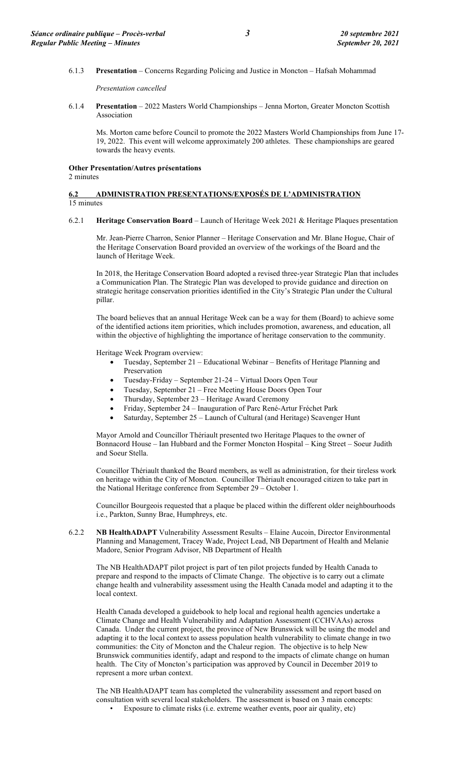6.1.3 **Presentation** – Concerns Regarding Policing and Justice in Moncton – Hafsah Mohammad

*Presentation cancelled*

6.1.4 **Presentation** – 2022 Masters World Championships – Jenna Morton, Greater Moncton Scottish Association

Ms. Morton came before Council to promote the 2022 Masters World Championships from June 17-19, 2022. This event will welcome approximately 200 athletes. These championships are geared towards the heavy events.

**Other Presentation/Autres présentations**
2 minutes

## 6.2 ADMINISTRATION PRESENTATIONS/EXPOSÉS DE L'ADMINISTRATION
15 minutes

6.2.1 **Heritage Conservation Board** – Launch of Heritage Week 2021 & Heritage Plaques presentation

Mr. Jean-Pierre Charron, Senior Planner – Heritage Conservation and Mr. Blane Hogue, Chair of the Heritage Conservation Board provided an overview of the workings of the Board and the launch of Heritage Week.

In 2018, the Heritage Conservation Board adopted a revised three-year Strategic Plan that includes a Communication Plan. The Strategic Plan was developed to provide guidance and direction on strategic heritage conservation priorities identified in the City's Strategic Plan under the Cultural pillar.

The board believes that an annual Heritage Week can be a way for them (Board) to achieve some of the identified actions item priorities, which includes promotion, awareness, and education, all within the objective of highlighting the importance of heritage conservation to the community.

Heritage Week Program overview:

- Tuesday, September 21 – Educational Webinar – Benefits of Heritage Planning and Preservation
- Tuesday-Friday – September 21-24 – Virtual Doors Open Tour
- Tuesday, September 21 – Free Meeting House Doors Open Tour
- Thursday, September 23 – Heritage Award Ceremony
- Friday, September 24 – Inauguration of Parc René-Artur Fréchet Park
- Saturday, September 25 – Launch of Cultural (and Heritage) Scavenger Hunt

Mayor Arnold and Councillor Thériault presented two Heritage Plaques to the owner of Bonnacord House – Ian Hubbard and the Former Moncton Hospital – King Street – Soeur Judith and Soeur Stella.

Councillor Thériault thanked the Board members, as well as administration, for their tireless work on heritage within the City of Moncton. Councillor Thériault encouraged citizen to take part in the National Heritage conference from September 29 – October 1.

Councillor Bourgeois requested that a plaque be placed within the different older neighbourhoods i.e., Parkton, Sunny Brae, Humphreys, etc.

6.2.2 **NB HealthADAPT** Vulnerability Assessment Results – Elaine Aucoin, Director Environmental Planning and Management, Tracey Wade, Project Lead, NB Department of Health and Melanie Madore, Senior Program Advisor, NB Department of Health

The NB HealthADAPT pilot project is part of ten pilot projects funded by Health Canada to prepare and respond to the impacts of Climate Change. The objective is to carry out a climate change health and vulnerability assessment using the Health Canada model and adapting it to the local context.

Health Canada developed a guidebook to help local and regional health agencies undertake a Climate Change and Health Vulnerability and Adaptation Assessment (CCHVAAs) across Canada. Under the current project, the province of New Brunswick will be using the model and adapting it to the local context to assess population health vulnerability to climate change in two communities: the City of Moncton and the Chaleur region. The objective is to help New Brunswick communities identify, adapt and respond to the impacts of climate change on human health. The City of Moncton's participation was approved by Council in December 2019 to represent a more urban context.

The NB HealthADAPT team has completed the vulnerability assessment and report based on consultation with several local stakeholders. The assessment is based on 3 main concepts:

- Exposure to climate risks (i.e. extreme weather events, poor air quality, etc)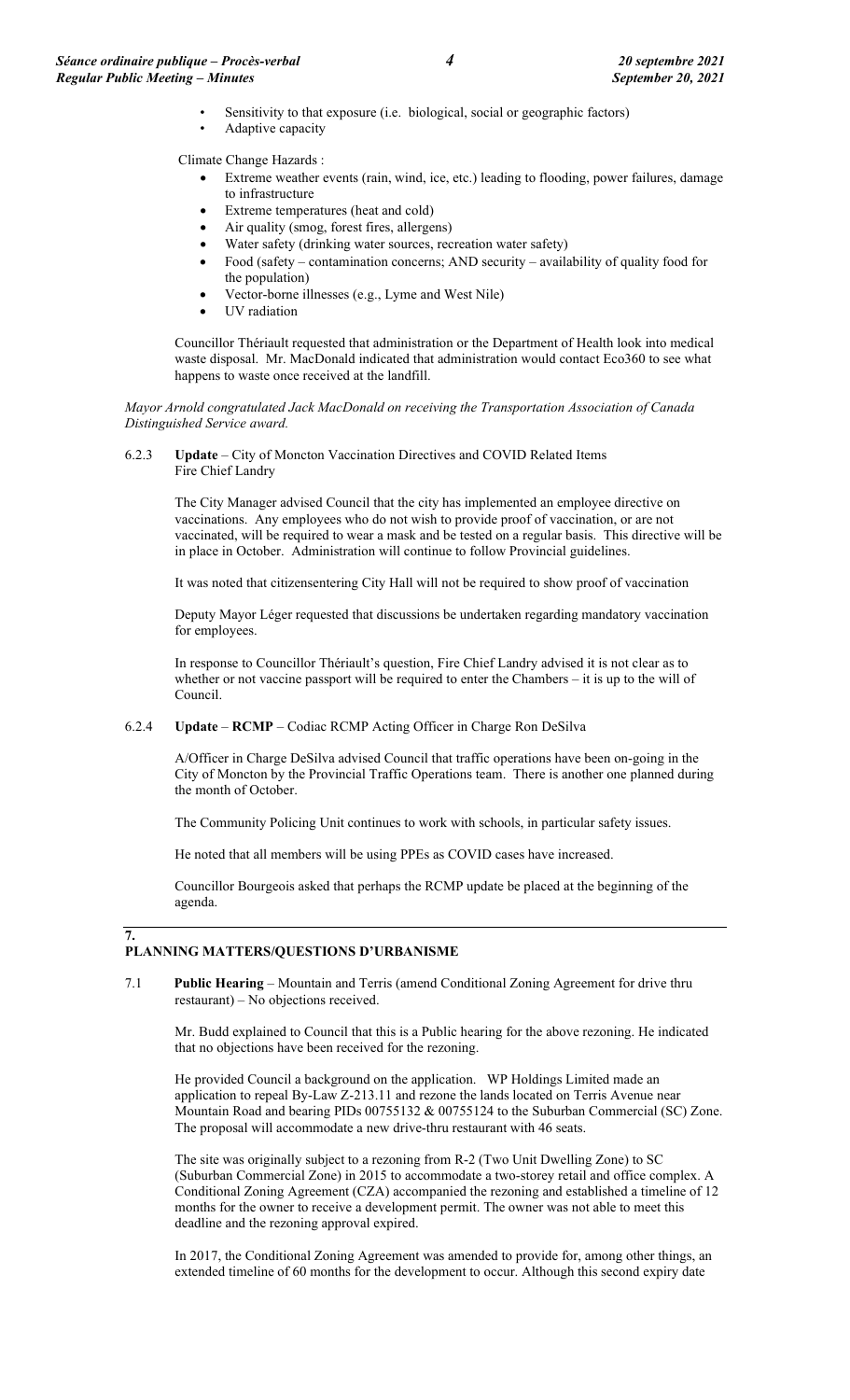- Sensitivity to that exposure (i.e. biological, social or geographic factors)
- Adaptive capacity

Climate Change Hazards :

- Extreme weather events (rain, wind, ice, etc.) leading to flooding, power failures, damage to infrastructure
- Extreme temperatures (heat and cold)
- Air quality (smog, forest fires, allergens)
- Water safety (drinking water sources, recreation water safety)
- Food (safety – contamination concerns; AND security – availability of quality food for the population)
- Vector-borne illnesses (e.g., Lyme and West Nile)
- UV radiation

Councillor Thériault requested that administration or the Department of Health look into medical waste disposal. Mr. MacDonald indicated that administration would contact Eco360 to see what happens to waste once received at the landfill.

*Mayor Arnold congratulated Jack MacDonald on receiving the Transportation Association of Canada Distinguished Service award.*

6.2.3 **Update** – City of Moncton Vaccination Directives and COVID Related Items
Fire Chief Landry

The City Manager advised Council that the city has implemented an employee directive on vaccinations. Any employees who do not wish to provide proof of vaccination, or are not vaccinated, will be required to wear a mask and be tested on a regular basis. This directive will be in place in October. Administration will continue to follow Provincial guidelines.

It was noted that citizensentering City Hall will not be required to show proof of vaccination

Deputy Mayor Léger requested that discussions be undertaken regarding mandatory vaccination for employees.

In response to Councillor Thériault's question, Fire Chief Landry advised it is not clear as to whether or not vaccine passport will be required to enter the Chambers – it is up to the will of Council.

6.2.4 **Update** – **RCMP** – Codiac RCMP Acting Officer in Charge Ron DeSilva

A/Officer in Charge DeSilva advised Council that traffic operations have been on-going in the City of Moncton by the Provincial Traffic Operations team. There is another one planned during the month of October.

The Community Policing Unit continues to work with schools, in particular safety issues.

He noted that all members will be using PPEs as COVID cases have increased.

Councillor Bourgeois asked that perhaps the RCMP update be placed at the beginning of the agenda.

## 7. PLANNING MATTERS/QUESTIONS D'URBANISME

7.1 **Public Hearing** – Mountain and Terris (amend Conditional Zoning Agreement for drive thru restaurant) – No objections received.

Mr. Budd explained to Council that this is a Public hearing for the above rezoning. He indicated that no objections have been received for the rezoning.

He provided Council a background on the application. WP Holdings Limited made an application to repeal By-Law Z-213.11 and rezone the lands located on Terris Avenue near Mountain Road and bearing PIDs 00755132 & 00755124 to the Suburban Commercial (SC) Zone. The proposal will accommodate a new drive-thru restaurant with 46 seats.

The site was originally subject to a rezoning from R-2 (Two Unit Dwelling Zone) to SC (Suburban Commercial Zone) in 2015 to accommodate a two-storey retail and office complex. A Conditional Zoning Agreement (CZA) accompanied the rezoning and established a timeline of 12 months for the owner to receive a development permit. The owner was not able to meet this deadline and the rezoning approval expired.

In 2017, the Conditional Zoning Agreement was amended to provide for, among other things, an extended timeline of 60 months for the development to occur. Although this second expiry date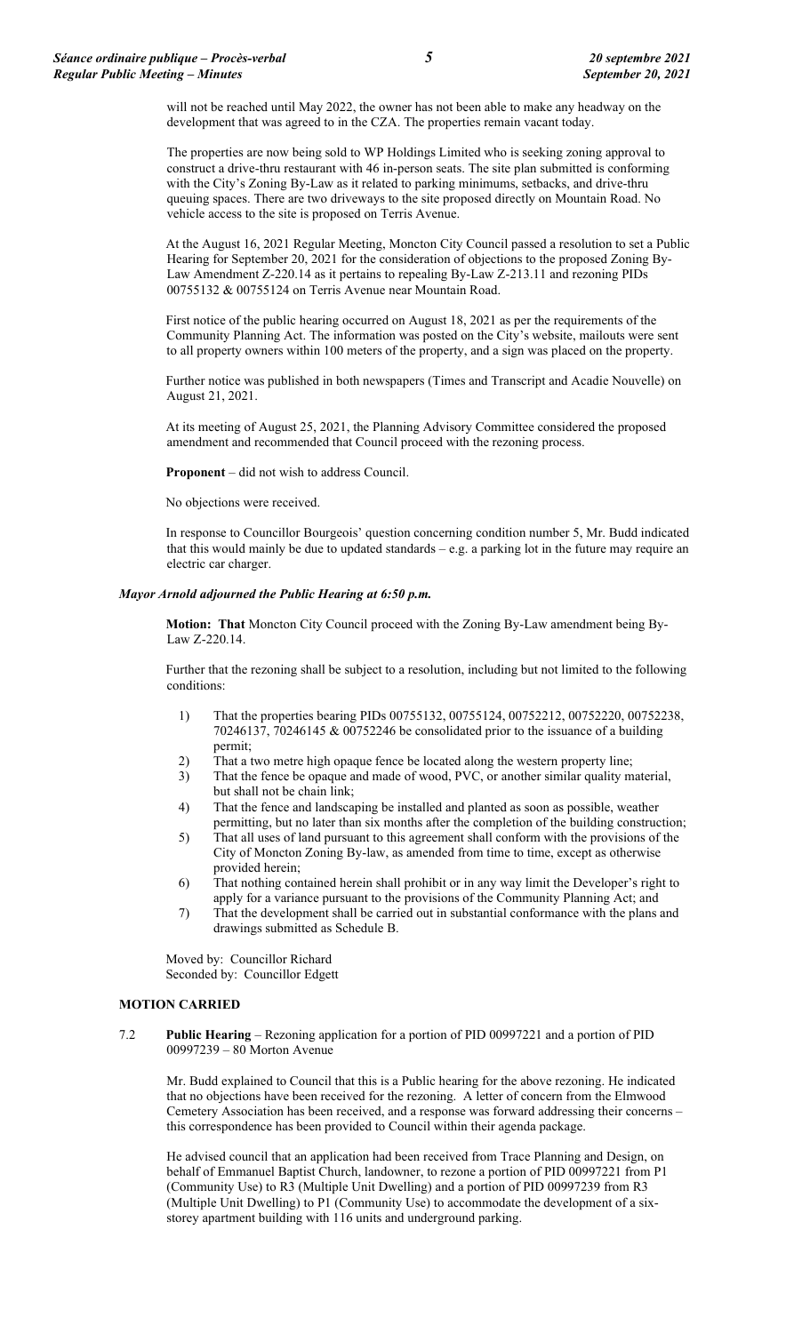will not be reached until May 2022, the owner has not been able to make any headway on the development that was agreed to in the CZA. The properties remain vacant today.

The properties are now being sold to WP Holdings Limited who is seeking zoning approval to construct a drive-thru restaurant with 46 in-person seats. The site plan submitted is conforming with the City's Zoning By-Law as it related to parking minimums, setbacks, and drive-thru queuing spaces. There are two driveways to the site proposed directly on Mountain Road. No vehicle access to the site is proposed on Terris Avenue.

At the August 16, 2021 Regular Meeting, Moncton City Council passed a resolution to set a Public Hearing for September 20, 2021 for the consideration of objections to the proposed Zoning By-Law Amendment Z-220.14 as it pertains to repealing By-Law Z-213.11 and rezoning PIDs 00755132 & 00755124 on Terris Avenue near Mountain Road.

First notice of the public hearing occurred on August 18, 2021 as per the requirements of the Community Planning Act. The information was posted on the City's website, mailouts were sent to all property owners within 100 meters of the property, and a sign was placed on the property.

Further notice was published in both newspapers (Times and Transcript and Acadie Nouvelle) on August 21, 2021.

At its meeting of August 25, 2021, the Planning Advisory Committee considered the proposed amendment and recommended that Council proceed with the rezoning process.

**Proponent** – did not wish to address Council.

No objections were received.

In response to Councillor Bourgeois' question concerning condition number 5, Mr. Budd indicated that this would mainly be due to updated standards – e.g. a parking lot in the future may require an electric car charger.

***Mayor Arnold adjourned the Public Hearing at 6:50 p.m.***

**Motion: That** Moncton City Council proceed with the Zoning By-Law amendment being By-Law Z-220.14.

Further that the rezoning shall be subject to a resolution, including but not limited to the following conditions:

1) That the properties bearing PIDs 00755132, 00755124, 00752212, 00752220, 00752238, 70246137, 70246145 & 00752246 be consolidated prior to the issuance of a building permit;
2) That a two metre high opaque fence be located along the western property line;
3) That the fence be opaque and made of wood, PVC, or another similar quality material, but shall not be chain link;
4) That the fence and landscaping be installed and planted as soon as possible, weather permitting, but no later than six months after the completion of the building construction;
5) That all uses of land pursuant to this agreement shall conform with the provisions of the City of Moncton Zoning By-law, as amended from time to time, except as otherwise provided herein;
6) That nothing contained herein shall prohibit or in any way limit the Developer's right to apply for a variance pursuant to the provisions of the Community Planning Act; and
7) That the development shall be carried out in substantial conformance with the plans and drawings submitted as Schedule B.

Moved by: Councillor Richard
Seconded by: Councillor Edgett

**MOTION CARRIED**

7.2 **Public Hearing** – Rezoning application for a portion of PID 00997221 and a portion of PID 00997239 – 80 Morton Avenue

Mr. Budd explained to Council that this is a Public hearing for the above rezoning. He indicated that no objections have been received for the rezoning. A letter of concern from the Elmwood Cemetery Association has been received, and a response was forward addressing their concerns – this correspondence has been provided to Council within their agenda package.

He advised council that an application had been received from Trace Planning and Design, on behalf of Emmanuel Baptist Church, landowner, to rezone a portion of PID 00997221 from P1 (Community Use) to R3 (Multiple Unit Dwelling) and a portion of PID 00997239 from R3 (Multiple Unit Dwelling) to P1 (Community Use) to accommodate the development of a six-storey apartment building with 116 units and underground parking.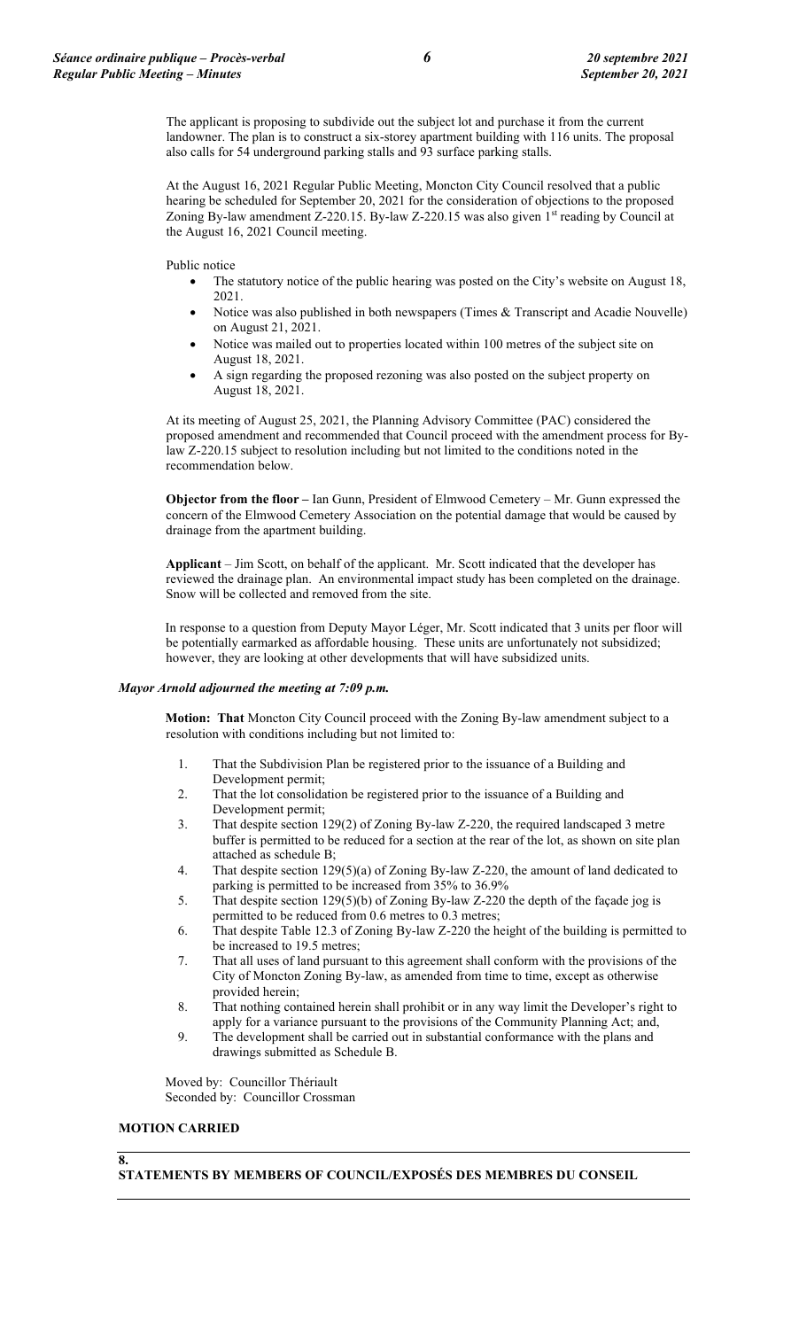The applicant is proposing to subdivide out the subject lot and purchase it from the current landowner. The plan is to construct a six-storey apartment building with 116 units. The proposal also calls for 54 underground parking stalls and 93 surface parking stalls.

At the August 16, 2021 Regular Public Meeting, Moncton City Council resolved that a public hearing be scheduled for September 20, 2021 for the consideration of objections to the proposed Zoning By-law amendment Z-220.15. By-law Z-220.15 was also given 1st reading by Council at the August 16, 2021 Council meeting.

Public notice

- The statutory notice of the public hearing was posted on the City's website on August 18, 2021.
- Notice was also published in both newspapers (Times & Transcript and Acadie Nouvelle) on August 21, 2021.
- Notice was mailed out to properties located within 100 metres of the subject site on August 18, 2021.
- A sign regarding the proposed rezoning was also posted on the subject property on August 18, 2021.

At its meeting of August 25, 2021, the Planning Advisory Committee (PAC) considered the proposed amendment and recommended that Council proceed with the amendment process for By-law Z-220.15 subject to resolution including but not limited to the conditions noted in the recommendation below.

**Objector from the floor –** Ian Gunn, President of Elmwood Cemetery – Mr. Gunn expressed the concern of the Elmwood Cemetery Association on the potential damage that would be caused by drainage from the apartment building.

**Applicant** – Jim Scott, on behalf of the applicant. Mr. Scott indicated that the developer has reviewed the drainage plan. An environmental impact study has been completed on the drainage. Snow will be collected and removed from the site.

In response to a question from Deputy Mayor Léger, Mr. Scott indicated that 3 units per floor will be potentially earmarked as affordable housing. These units are unfortunately not subsidized; however, they are looking at other developments that will have subsidized units.

***Mayor Arnold adjourned the meeting at 7:09 p.m.***

**Motion: That** Moncton City Council proceed with the Zoning By-law amendment subject to a resolution with conditions including but not limited to:

1. That the Subdivision Plan be registered prior to the issuance of a Building and Development permit;
2. That the lot consolidation be registered prior to the issuance of a Building and Development permit;
3. That despite section 129(2) of Zoning By-law Z-220, the required landscaped 3 metre buffer is permitted to be reduced for a section at the rear of the lot, as shown on site plan attached as schedule B;
4. That despite section 129(5)(a) of Zoning By-law Z-220, the amount of land dedicated to parking is permitted to be increased from 35% to 36.9%
5. That despite section 129(5)(b) of Zoning By-law Z-220 the depth of the façade jog is permitted to be reduced from 0.6 metres to 0.3 metres;
6. That despite Table 12.3 of Zoning By-law Z-220 the height of the building is permitted to be increased to 19.5 metres;
7. That all uses of land pursuant to this agreement shall conform with the provisions of the City of Moncton Zoning By-law, as amended from time to time, except as otherwise provided herein;
8. That nothing contained herein shall prohibit or in any way limit the Developer's right to apply for a variance pursuant to the provisions of the Community Planning Act; and,
9. The development shall be carried out in substantial conformance with the plans and drawings submitted as Schedule B.

Moved by: Councillor Thériault
Seconded by: Councillor Crossman

**MOTION CARRIED**

## 8. STATEMENTS BY MEMBERS OF COUNCIL/EXPOSÉS DES MEMBRES DU CONSEIL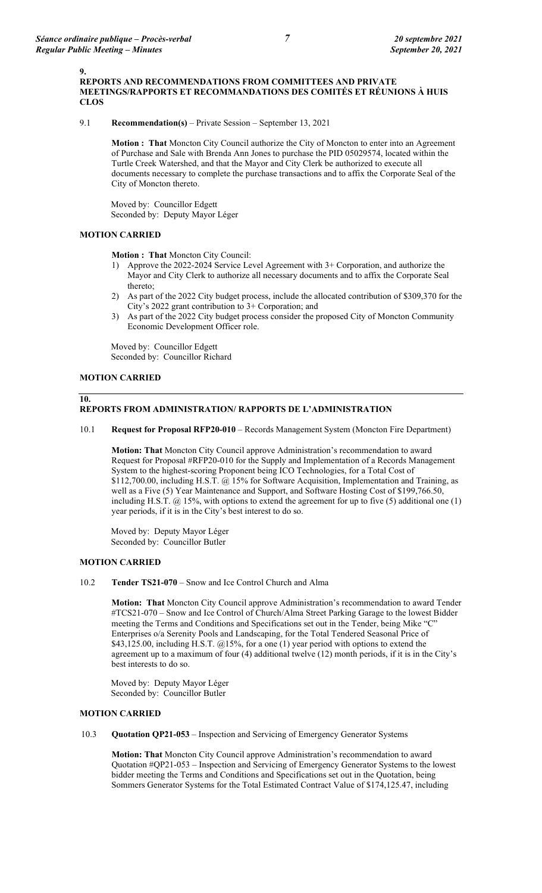## 9. REPORTS AND RECOMMENDATIONS FROM COMMITTEES AND PRIVATE MEETINGS/RAPPORTS ET RECOMMANDATIONS DES COMITÉS ET RÉUNIONS À HUIS CLOS

9.1 **Recommendation(s)** – Private Session – September 13, 2021

**Motion : That** Moncton City Council authorize the City of Moncton to enter into an Agreement of Purchase and Sale with Brenda Ann Jones to purchase the PID 05029574, located within the Turtle Creek Watershed, and that the Mayor and City Clerk be authorized to execute all documents necessary to complete the purchase transactions and to affix the Corporate Seal of the City of Moncton thereto.

Moved by: Councillor Edgett
Seconded by: Deputy Mayor Léger

**MOTION CARRIED**

**Motion : That** Moncton City Council:

1) Approve the 2022-2024 Service Level Agreement with 3+ Corporation, and authorize the Mayor and City Clerk to authorize all necessary documents and to affix the Corporate Seal thereto;
2) As part of the 2022 City budget process, include the allocated contribution of $309,370 for the City's 2022 grant contribution to 3+ Corporation; and
3) As part of the 2022 City budget process consider the proposed City of Moncton Community Economic Development Officer role.

Moved by: Councillor Edgett
Seconded by: Councillor Richard

**MOTION CARRIED**

## 10. REPORTS FROM ADMINISTRATION/ RAPPORTS DE L'ADMINISTRATION

10.1 **Request for Proposal RFP20-010** – Records Management System (Moncton Fire Department)

**Motion: That** Moncton City Council approve Administration's recommendation to award Request for Proposal #RFP20-010 for the Supply and Implementation of a Records Management System to the highest-scoring Proponent being ICO Technologies, for a Total Cost of $112,700.00, including H.S.T. @ 15% for Software Acquisition, Implementation and Training, as well as a Five (5) Year Maintenance and Support, and Software Hosting Cost of $199,766.50, including H.S.T. @ 15%, with options to extend the agreement for up to five (5) additional one (1) year periods, if it is in the City's best interest to do so.

Moved by: Deputy Mayor Léger
Seconded by: Councillor Butler

**MOTION CARRIED**

10.2 **Tender TS21-070** – Snow and Ice Control Church and Alma

**Motion: That** Moncton City Council approve Administration's recommendation to award Tender #TCS21-070 – Snow and Ice Control of Church/Alma Street Parking Garage to the lowest Bidder meeting the Terms and Conditions and Specifications set out in the Tender, being Mike "C" Enterprises o/a Serenity Pools and Landscaping, for the Total Tendered Seasonal Price of $43,125.00, including H.S.T. @15%, for a one (1) year period with options to extend the agreement up to a maximum of four (4) additional twelve (12) month periods, if it is in the City's best interests to do so.

Moved by: Deputy Mayor Léger
Seconded by: Councillor Butler

**MOTION CARRIED**

10.3 **Quotation QP21-053** – Inspection and Servicing of Emergency Generator Systems

**Motion: That** Moncton City Council approve Administration's recommendation to award Quotation #QP21-053 – Inspection and Servicing of Emergency Generator Systems to the lowest bidder meeting the Terms and Conditions and Specifications set out in the Quotation, being Sommers Generator Systems for the Total Estimated Contract Value of $174,125.47, including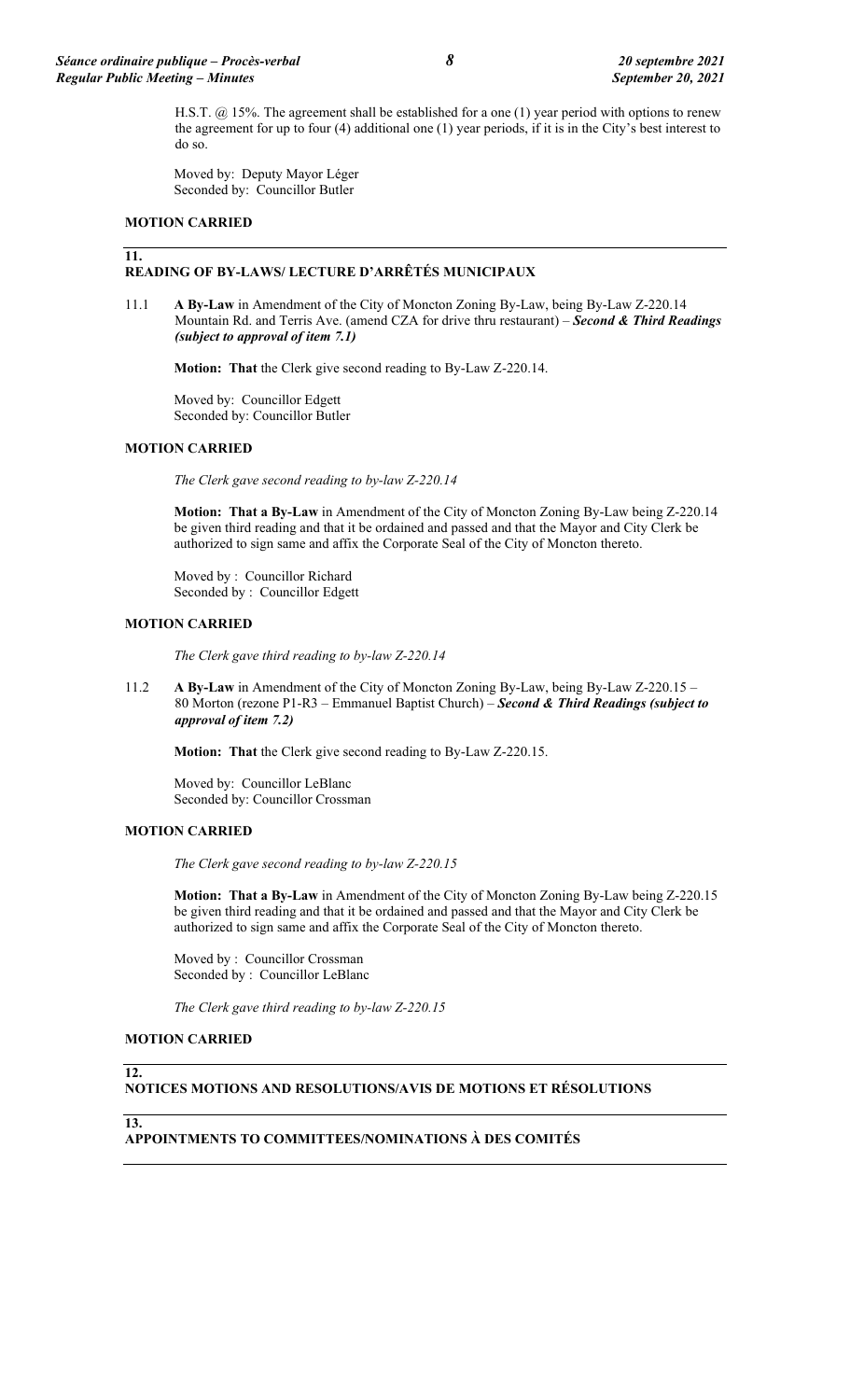H.S.T. @ 15%. The agreement shall be established for a one (1) year period with options to renew the agreement for up to four (4) additional one (1) year periods, if it is in the City's best interest to do so.

Moved by: Deputy Mayor Léger
Seconded by: Councillor Butler

**MOTION CARRIED**

## 11. READING OF BY-LAWS/ LECTURE D'ARRÊTÉS MUNICIPAUX

11.1 **A By-Law** in Amendment of the City of Moncton Zoning By-Law, being By-Law Z-220.14 Mountain Rd. and Terris Ave. (amend CZA for drive thru restaurant) – ***Second & Third Readings (subject to approval of item 7.1)***

**Motion: That** the Clerk give second reading to By-Law Z-220.14.

Moved by: Councillor Edgett
Seconded by: Councillor Butler

**MOTION CARRIED**

*The Clerk gave second reading to by-law Z-220.14*

**Motion: That a By-Law** in Amendment of the City of Moncton Zoning By-Law being Z-220.14 be given third reading and that it be ordained and passed and that the Mayor and City Clerk be authorized to sign same and affix the Corporate Seal of the City of Moncton thereto.

Moved by : Councillor Richard
Seconded by : Councillor Edgett

**MOTION CARRIED**

*The Clerk gave third reading to by-law Z-220.14*

11.2 **A By-Law** in Amendment of the City of Moncton Zoning By-Law, being By-Law Z-220.15 – 80 Morton (rezone P1-R3 – Emmanuel Baptist Church) – ***Second & Third Readings (subject to approval of item 7.2)***

**Motion: That** the Clerk give second reading to By-Law Z-220.15.

Moved by: Councillor LeBlanc
Seconded by: Councillor Crossman

**MOTION CARRIED**

*The Clerk gave second reading to by-law Z-220.15*

**Motion: That a By-Law** in Amendment of the City of Moncton Zoning By-Law being Z-220.15 be given third reading and that it be ordained and passed and that the Mayor and City Clerk be authorized to sign same and affix the Corporate Seal of the City of Moncton thereto.

Moved by : Councillor Crossman
Seconded by : Councillor LeBlanc

*The Clerk gave third reading to by-law Z-220.15*

**MOTION CARRIED**

## 12. NOTICES MOTIONS AND RESOLUTIONS/AVIS DE MOTIONS ET RÉSOLUTIONS

## 13. APPOINTMENTS TO COMMITTEES/NOMINATIONS À DES COMITÉS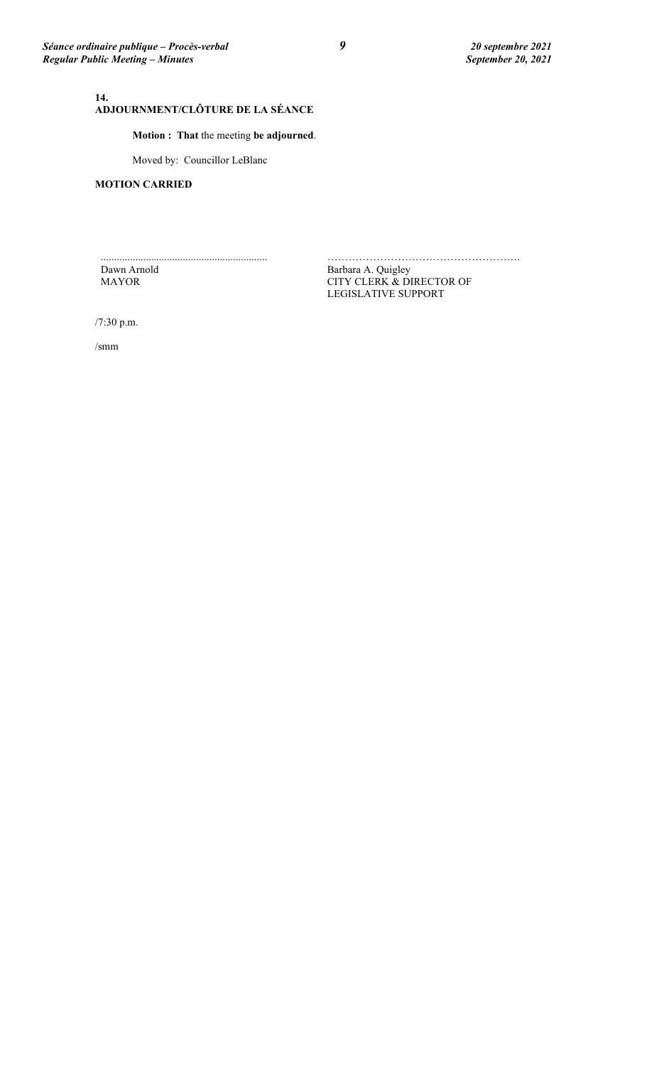## 14. ADJOURNMENT/CLÔTURE DE LA SÉANCE

**Motion : That** the meeting **be adjourned**.

Moved by: Councillor LeBlanc

**MOTION CARRIED**

| | |
|---|---|
| .............................................................. | ……………………………………………… |
| Dawn Arnold | Barbara A. Quigley |
| MAYOR | CITY CLERK & DIRECTOR OF LEGISLATIVE SUPPORT |

/7:30 p.m.

/smm